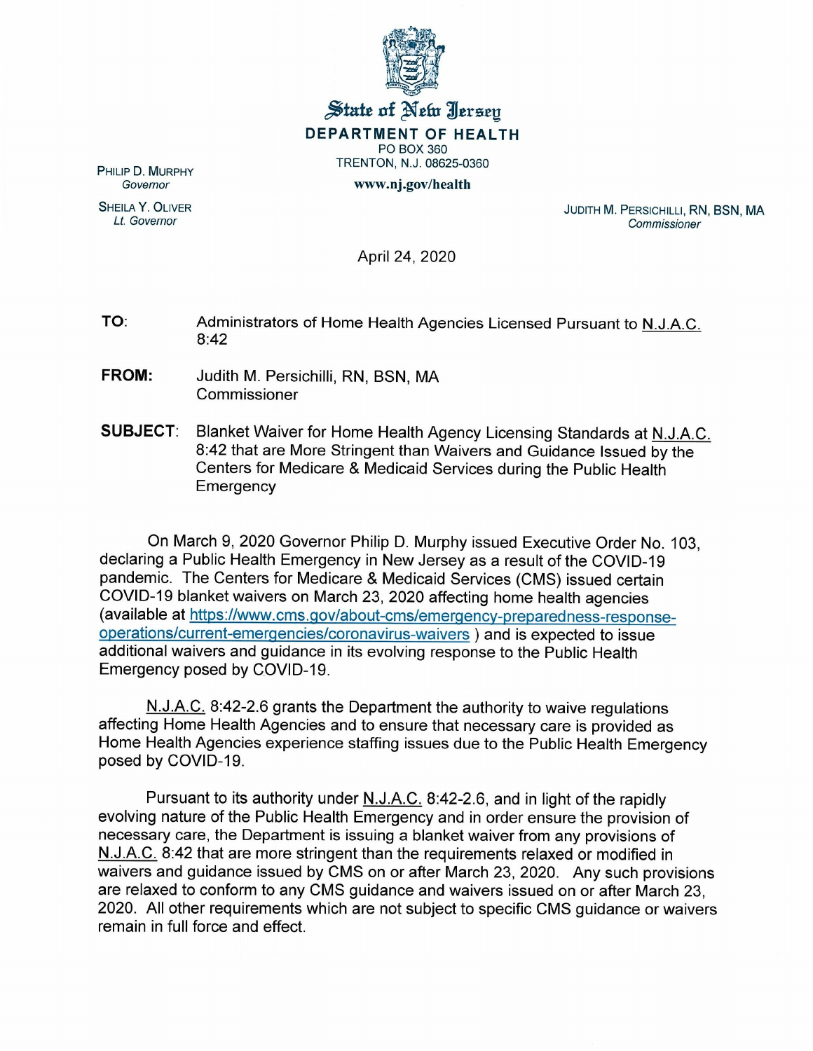# State of New Jersey

**DEPARTMENT OF HEALTH**
PO BOX 360
TRENTON, N.J. 08625-0360
**www.nj.gov/health**

PHILIP D. MURPHY
*Governor*

SHEILA Y. OLIVER
*Lt. Governor*

JUDITH M. PERSICHILLI, RN, BSN, MA
*Commissioner*

April 24, 2020

**TO:** Administrators of Home Health Agencies Licensed Pursuant to N.J.A.C. 8:42

**FROM:** Judith M. Persichilli, RN, BSN, MA
Commissioner

**SUBJECT:** Blanket Waiver for Home Health Agency Licensing Standards at N.J.A.C. 8:42 that are More Stringent than Waivers and Guidance Issued by the Centers for Medicare & Medicaid Services during the Public Health Emergency

On March 9, 2020 Governor Philip D. Murphy issued Executive Order No. 103, declaring a Public Health Emergency in New Jersey as a result of the COVID-19 pandemic. The Centers for Medicare & Medicaid Services (CMS) issued certain COVID-19 blanket waivers on March 23, 2020 affecting home health agencies (available at https://www.cms.gov/about-cms/emergency-preparedness-response-operations/current-emergencies/coronavirus-waivers ) and is expected to issue additional waivers and guidance in its evolving response to the Public Health Emergency posed by COVID-19.

N.J.A.C. 8:42-2.6 grants the Department the authority to waive regulations affecting Home Health Agencies and to ensure that necessary care is provided as Home Health Agencies experience staffing issues due to the Public Health Emergency posed by COVID-19.

Pursuant to its authority under N.J.A.C. 8:42-2.6, and in light of the rapidly evolving nature of the Public Health Emergency and in order ensure the provision of necessary care, the Department is issuing a blanket waiver from any provisions of N.J.A.C. 8:42 that are more stringent than the requirements relaxed or modified in waivers and guidance issued by CMS on or after March 23, 2020. Any such provisions are relaxed to conform to any CMS guidance and waivers issued on or after March 23, 2020. All other requirements which are not subject to specific CMS guidance or waivers remain in full force and effect.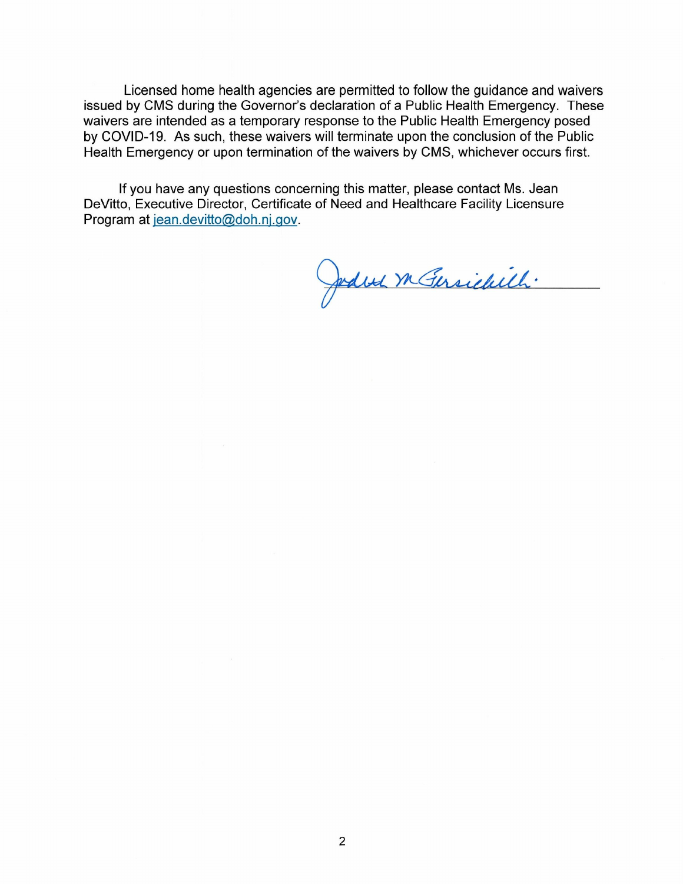Licensed home health agencies are permitted to follow the guidance and waivers issued by CMS during the Governor's declaration of a Public Health Emergency. These waivers are intended as a temporary response to the Public Health Emergency posed by COVID-19. As such, these waivers will terminate upon the conclusion of the Public Health Emergency or upon termination of the waivers by CMS, whichever occurs first.

If you have any questions concerning this matter, please contact Ms. Jean DeVitto, Executive Director, Certificate of Need and Healthcare Facility Licensure Program at jean.devitto@doh.nj.gov.